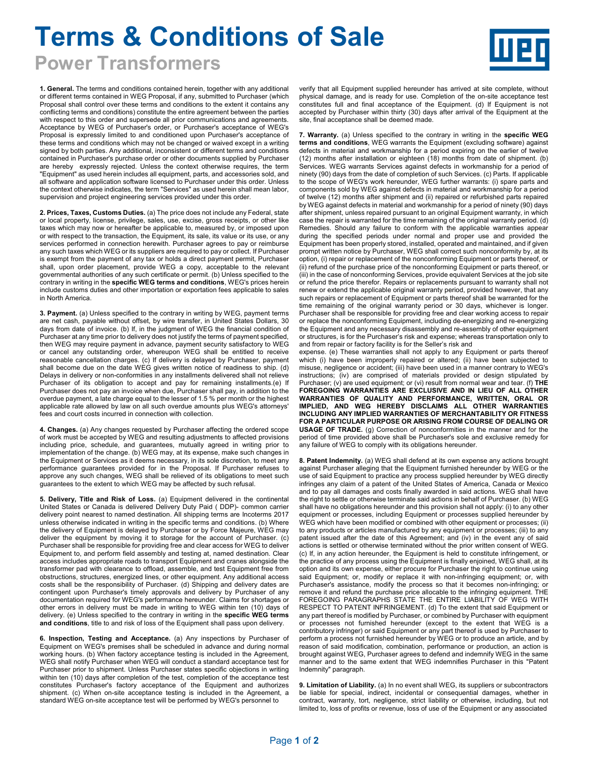# Terms & Conditions of Sale

## Power Transformers

**1. General.** The terms and conditions contained herein, together with any additional or different terms contained in WEG Proposal, if any, submitted to Purchaser (which Proposal shall control over these terms and conditions to the extent it contains any conflicting terms and conditions) constitute the entire agreement between the parties with respect to this order and supersede all prior communications and agreements. Acceptance by WEG of Purchaser's order, or Purchaser's acceptance of WEG's Proposal is expressly limited to and conditioned upon Purchaser's acceptance of these terms and conditions which may not be changed or waived except in a writing signed by both parties. Any additional, inconsistent or different terms and conditions contained in Purchaser's purchase order or other documents supplied by Purchaser are hereby expressly rejected. Unless the context otherwise requires, the term "Equipment" as used herein includes all equipment, parts, and accessories sold, and all software and application software licensed to Purchaser under this order. Unless the context otherwise indicates, the term "Services" as used herein shall mean labor, supervision and project engineering services provided under this order.

**2. Prices, Taxes, Customs Duties.** (a) The price does not include any Federal, state or local property, license, privilege, sales, use, excise, gross receipts, or other like taxes which may now or hereafter be applicable to, measured by, or imposed upon or with respect to the transaction, the Equipment, its sale, its value or its use, or any services performed in connection herewith. Purchaser agrees to pay or reimburse any such taxes which WEG or its suppliers are required to pay or collect. If Purchaser is exempt from the payment of any tax or holds a direct payment permit, Purchaser shall, upon order placement, provide WEG a copy, acceptable to the relevant governmental authorities of any such certificate or permit. (b) Unless specified to the contrary in writing in the **specific WEG terms and conditions**, WEG's prices herein include customs duties and other importation or exportation fees applicable to sales in North America.

**3. Payment.** (a) Unless specified to the contrary in writing by WEG, payment terms are net cash, payable without offset, by wire transfer, in United States Dollars, 30 days from date of invoice. (b) If, in the judgment of WEG the financial condition of Purchaser at any time prior to delivery does not justify the terms of payment specified, then WEG may require payment in advance, payment security satisfactory to WEG or cancel any outstanding order, whereupon WEG shall be entitled to receive reasonable cancellation charges. (c) If delivery is delayed by Purchaser, payment shall become due on the date WEG gives written notice of readiness to ship. (d) Delays in delivery or non-conformities in any installments delivered shall not relieve Purchaser of its obligation to accept and pay for remaining installments.(e) If Purchaser does not pay an invoice when due, Purchaser shall pay, in addition to the overdue payment, a late charge equal to the lesser of 1.5 % per month or the highest applicable rate allowed by law on all such overdue amounts plus WEG's attorneys' fees and court costs incurred in connection with collection.

**4. Changes.** (a) Any changes requested by Purchaser affecting the ordered scope of work must be accepted by WEG and resulting adjustments to affected provisions including price, schedule, and guarantees, mutually agreed in writing prior to implementation of the change. (b) WEG may, at its expense, make such changes in the Equipment or Services as it deems necessary, in its sole discretion, to meet any performance guarantees provided for in the Proposal. If Purchaser refuses to approve any such changes, WEG shall be relieved of its obligations to meet such guarantees to the extent to which WEG may be affected by such refusal.

**5. Delivery, Title and Risk of Loss.** (a) Equipment delivered in the continental United States or Canada is delivered Delivery Duty Paid ( DDP)- common carrier delivery point nearest to named destination. All shipping terms are Incoterms 2017 unless otherwise indicated in writing in the specific terms and conditions. (b) Where the delivery of Equipment is delayed by Purchaser or by Force Majeure, WEG may deliver the equipment by moving it to storage for the account of Purchaser. (c) Purchaser shall be responsible for providing free and clear access for WEG to deliver Equipment to, and perform field assembly and testing at, named destination. Clear access includes appropriate roads to transport Equipment and cranes alongside the transformer pad with clearance to offload, assemble, and test Equipment free from obstructions, structures, energized lines, or other equipment. Any additional access costs shall be the responsibility of Purchaser. (d) Shipping and delivery dates are contingent upon Purchaser's timely approvals and delivery by Purchaser of any documentation required for WEG's performance hereunder. Claims for shortages or other errors in delivery must be made in writing to WEG within ten (10) days of delivery. (e) Unless specified to the contrary in writing in the **specific WEG terms and conditions**, title to and risk of loss of the Equipment shall pass upon delivery.

**6. Inspection, Testing and Acceptance.** (a) Any inspections by Purchaser of Equipment on WEG's premises shall be scheduled in advance and during normal working hours. (b) When factory acceptance testing is included in the Agreement, WEG shall notify Purchaser when WEG will conduct a standard acceptance test for Purchaser prior to shipment. Unless Purchaser states specific objections in writing within ten (10) days after completion of the test, completion of the acceptance test constitutes Purchaser's factory acceptance of the Equipment and authorizes shipment. (c) When on-site acceptance testing is included in the Agreement, a standard WEG on-site acceptance test will be performed by WEG's personnel to verify that all Equipment supplied hereunder has arrived at site complete, without physical damage, and is ready for use. Completion of the on-site acceptance test constitutes full and final acceptance of the Equipment. (d) If Equipment is not accepted by Purchaser within thirty (30) days after arrival of the Equipment at the site, final acceptance shall be deemed made.

**7. Warranty.** (a) Unless specified to the contrary in writing in the **specific WEG terms and conditions**, WEG warrants the Equipment (excluding software) against defects in material and workmanship for a period expiring on the earlier of twelve (12) months after installation or eighteen (18) months from date of shipment. (b) Services. WEG warrants Services against defects in workmanship for a period of ninety (90) days from the date of completion of such Services. (c) Parts. If applicable to the scope of WEG's work hereunder, WEG further warrants: (i) spare parts and components sold by WEG against defects in material and workmanship for a period of twelve (12) months after shipment and (ii) repaired or refurbished parts repaired by WEG against defects in material and workmanship for a period of ninety (90) days after shipment, unless repaired pursuant to an original Equipment warranty, in which case the repair is warranted for the time remaining of the original warranty period. (d) Remedies. Should any failure to conform with the applicable warranties appear during the specified periods under normal and proper use and provided the Equipment has been properly stored, installed, operated and maintained, and if given prompt written notice by Purchaser, WEG shall correct such nonconformity by, at its option, (i) repair or replacement of the nonconforming Equipment or parts thereof, or (ii) refund of the purchase price of the nonconforming Equipment or parts thereof, or (iii) in the case of nonconforming Services, provide equivalent Services at the job site or refund the price therefor. Repairs or replacements pursuant to warranty shall not renew or extend the applicable original warranty period, provided however, that any such repairs or replacement of Equipment or parts thereof shall be warranted for the time remaining of the original warranty period or 30 days, whichever is longer. Purchaser shall be responsible for providing free and clear working access to repair or replace the nonconforming Equipment, including de-energizing and re-energizing the Equipment and any necessary disassembly and re-assembly of other equipment or structures, is for the Purchaser's risk and expense; whereas transportation only to and from repair or factory facility is for the Seller's risk and expense. (e) These warranties shall not apply to any Equipment or parts thereof which (i) have been improperly repaired or altered; (ii) have been subjected to misuse, negligence or accident; (iii) have been used in a manner contrary to WEG's instructions; (iv) are comprised of materials provided or design stipulated by Purchaser; (v) are used equipment; or (vi) result from normal wear and tear. (f) **THE FOREGOING WARRANTIES ARE EXCLUSIVE AND IN LIEU OF ALL OTHER WARRANTIES OF QUALITY AND PERFORMANCE, WRITTEN, ORAL OR IMPLIED, AND WEG HEREBY DISCLAIMS ALL OTHER WARRANTIES INCLUDING ANY IMPLIED WARRANTIES OF MERCHANTABILITY OR FITNESS FOR A PARTICULAR PURPOSE OR ARISING FROM COURSE OF DEALING OR USAGE OF TRADE.** (g) Correction of nonconformities in the manner and for the period of time provided above shall be Purchaser's sole and exclusive remedy for any failure of WEG to comply with its obligations hereunder.

**8. Patent Indemnity.** (a) WEG shall defend at its own expense any actions brought against Purchaser alleging that the Equipment furnished hereunder by WEG or the use of said Equipment to practice any process supplied hereunder by WEG directly infringes any claim of a patent of the United States of America, Canada or Mexico and to pay all damages and costs finally awarded in said actions. WEG shall have the right to settle or otherwise terminate said actions in behalf of Purchaser. (b) WEG shall have no obligations hereunder and this provision shall not apply: (i) to any other equipment or processes, including Equipment or processes supplied hereunder by WEG which have been modified or combined with other equipment or processes; (ii) to any products or articles manufactured by any equipment or processes; (iii) to any patent issued after the date of this Agreement; and (iv) in the event any of said actions is settled or otherwise terminated without the prior written consent of WEG. (c) If, in any action hereunder, the Equipment is held to constitute infringement, or the practice of any process using the Equipment is finally enjoined, WEG shall, at its option and its own expense, either procure for Purchaser the right to continue using said Equipment; or, modify or replace it with non-infringing equipment; or, with Purchaser's assistance, modify the process so that it becomes non-infringing; or remove it and refund the purchase price allocable to the infringing equipment. THE FOREGOING PARAGRAPHS STATE THE ENTIRE LIABILITY OF WEG WITH RESPECT TO PATENT INFRINGEMENT. (d) To the extent that said Equipment or any part thereof is modified by Purchaser, or combined by Purchaser with equipment or processes not furnished hereunder (except to the extent that WEG is a contributory infringer) or said Equipment or any part thereof is used by Purchaser to perform a process not furnished hereunder by WEG or to produce an article, and by reason of said modification, combination, performance or production, an action is brought against WEG, Purchaser agrees to defend and indemnify WEG in the same manner and to the same extent that WEG indemnifies Purchaser in this "Patent Indemnity" paragraph.

**9. Limitation of Liability.** (a) In no event shall WEG, its suppliers or subcontractors be liable for special, indirect, incidental or consequential damages, whether in contract, warranty, tort, negligence, strict liability or otherwise, including, but not limited to, loss of profits or revenue, loss of use of the Equipment or any associated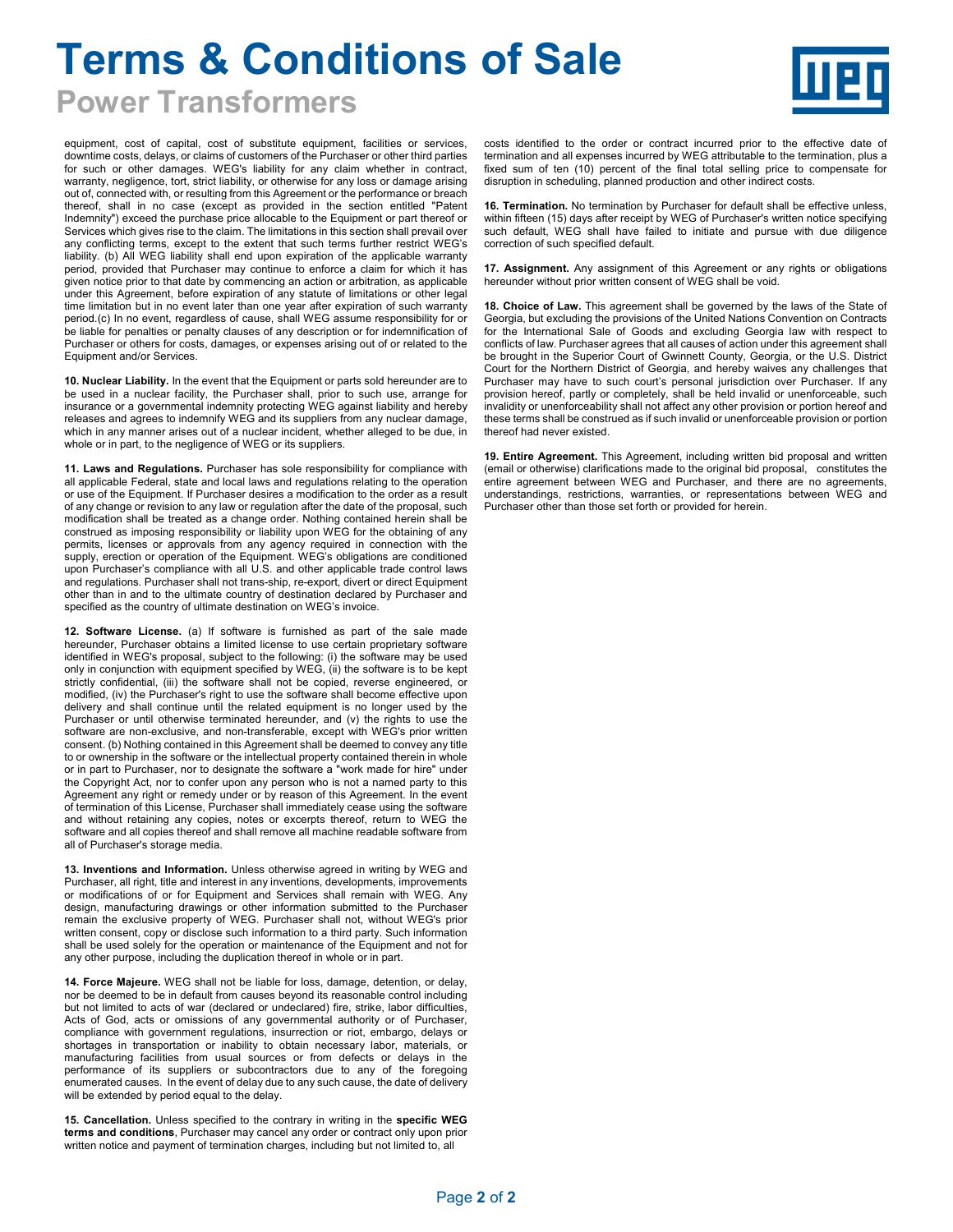# Terms & Conditions of Sale

## Power Transformers

equipment, cost of capital, cost of substitute equipment, facilities or services, downtime costs, delays, or claims of customers of the Purchaser or other third parties for such or other damages. WEG's liability for any claim whether in contract, warranty, negligence, tort, strict liability, or otherwise for any loss or damage arising out of, connected with, or resulting from this Agreement or the performance or breach thereof, shall in no case (except as provided in the section entitled "Patent Indemnity") exceed the purchase price allocable to the Equipment or part thereof or Services which gives rise to the claim. The limitations in this section shall prevail over any conflicting terms, except to the extent that such terms further restrict WEG's liability. (b) All WEG liability shall end upon expiration of the applicable warranty period, provided that Purchaser may continue to enforce a claim for which it has given notice prior to that date by commencing an action or arbitration, as applicable under this Agreement, before expiration of any statute of limitations or other legal time limitation but in no event later than one year after expiration of such warranty period.(c) In no event, regardless of cause, shall WEG assume responsibility for or be liable for penalties or penalty clauses of any description or for indemnification of Purchaser or others for costs, damages, or expenses arising out of or related to the Equipment and/or Services.

**10. Nuclear Liability.** In the event that the Equipment or parts sold hereunder are to be used in a nuclear facility, the Purchaser shall, prior to such use, arrange for insurance or a governmental indemnity protecting WEG against liability and hereby releases and agrees to indemnify WEG and its suppliers from any nuclear damage, which in any manner arises out of a nuclear incident, whether alleged to be due, in whole or in part, to the negligence of WEG or its suppliers.

**11. Laws and Regulations.** Purchaser has sole responsibility for compliance with all applicable Federal, state and local laws and regulations relating to the operation or use of the Equipment. If Purchaser desires a modification to the order as a result of any change or revision to any law or regulation after the date of the proposal, such modification shall be treated as a change order. Nothing contained herein shall be construed as imposing responsibility or liability upon WEG for the obtaining of any permits, licenses or approvals from any agency required in connection with the supply, erection or operation of the Equipment. WEG's obligations are conditioned upon Purchaser's compliance with all U.S. and other applicable trade control laws and regulations. Purchaser shall not trans-ship, re-export, divert or direct Equipment other than in and to the ultimate country of destination declared by Purchaser and specified as the country of ultimate destination on WEG's invoice.

**12. Software License.** (a) If software is furnished as part of the sale made hereunder, Purchaser obtains a limited license to use certain proprietary software identified in WEG's proposal, subject to the following: (i) the software may be used only in conjunction with equipment specified by WEG, (ii) the software is to be kept strictly confidential, (iii) the software shall not be copied, reverse engineered, or modified, (iv) the Purchaser's right to use the software shall become effective upon delivery and shall continue until the related equipment is no longer used by the Purchaser or until otherwise terminated hereunder, and (v) the rights to use the software are non-exclusive, and non-transferable, except with WEG's prior written consent. (b) Nothing contained in this Agreement shall be deemed to convey any title to or ownership in the software or the intellectual property contained therein in whole or in part to Purchaser, nor to designate the software a "work made for hire" under the Copyright Act, nor to confer upon any person who is not a named party to this Agreement any right or remedy under or by reason of this Agreement. In the event of termination of this License, Purchaser shall immediately cease using the software and without retaining any copies, notes or excerpts thereof, return to WEG the software and all copies thereof and shall remove all machine readable software from all of Purchaser's storage media.

**13. Inventions and Information.** Unless otherwise agreed in writing by WEG and Purchaser, all right, title and interest in any inventions, developments, improvements or modifications of or for Equipment and Services shall remain with WEG. Any design, manufacturing drawings or other information submitted to the Purchaser remain the exclusive property of WEG. Purchaser shall not, without WEG's prior written consent, copy or disclose such information to a third party. Such information shall be used solely for the operation or maintenance of the Equipment and not for any other purpose, including the duplication thereof in whole or in part.

**14. Force Majeure.** WEG shall not be liable for loss, damage, detention, or delay, nor be deemed to be in default from causes beyond its reasonable control including but not limited to acts of war (declared or undeclared) fire, strike, labor difficulties, Acts of God, acts or omissions of any governmental authority or of Purchaser, compliance with government regulations, insurrection or riot, embargo, delays or shortages in transportation or inability to obtain necessary labor, materials, or manufacturing facilities from usual sources or from defects or delays in the performance of its suppliers or subcontractors due to any of the foregoing enumerated causes. In the event of delay due to any such cause, the date of delivery will be extended by period equal to the delay.

**15. Cancellation.** Unless specified to the contrary in writing in the **specific WEG terms and conditions**, Purchaser may cancel any order or contract only upon prior written notice and payment of termination charges, including but not limited to, all costs identified to the order or contract incurred prior to the effective date of termination and all expenses incurred by WEG attributable to the termination, plus a fixed sum of ten (10) percent of the final total selling price to compensate for disruption in scheduling, planned production and other indirect costs.

**16. Termination.** No termination by Purchaser for default shall be effective unless, within fifteen (15) days after receipt by WEG of Purchaser's written notice specifying such default, WEG shall have failed to initiate and pursue with due diligence correction of such specified default.

**17. Assignment.** Any assignment of this Agreement or any rights or obligations hereunder without prior written consent of WEG shall be void.

**18. Choice of Law.** This agreement shall be governed by the laws of the State of Georgia, but excluding the provisions of the United Nations Convention on Contracts for the International Sale of Goods and excluding Georgia law with respect to conflicts of law. Purchaser agrees that all causes of action under this agreement shall be brought in the Superior Court of Gwinnett County, Georgia, or the U.S. District Court for the Northern District of Georgia, and hereby waives any challenges that Purchaser may have to such court's personal jurisdiction over Purchaser. If any provision hereof, partly or completely, shall be held invalid or unenforceable, such invalidity or unenforceability shall not affect any other provision or portion hereof and these terms shall be construed as if such invalid or unenforceable provision or portion thereof had never existed.

**19. Entire Agreement.** This Agreement, including written bid proposal and written (email or otherwise) clarifications made to the original bid proposal, constitutes the entire agreement between WEG and Purchaser, and there are no agreements, understandings, restrictions, warranties, or representations between WEG and Purchaser other than those set forth or provided for herein.